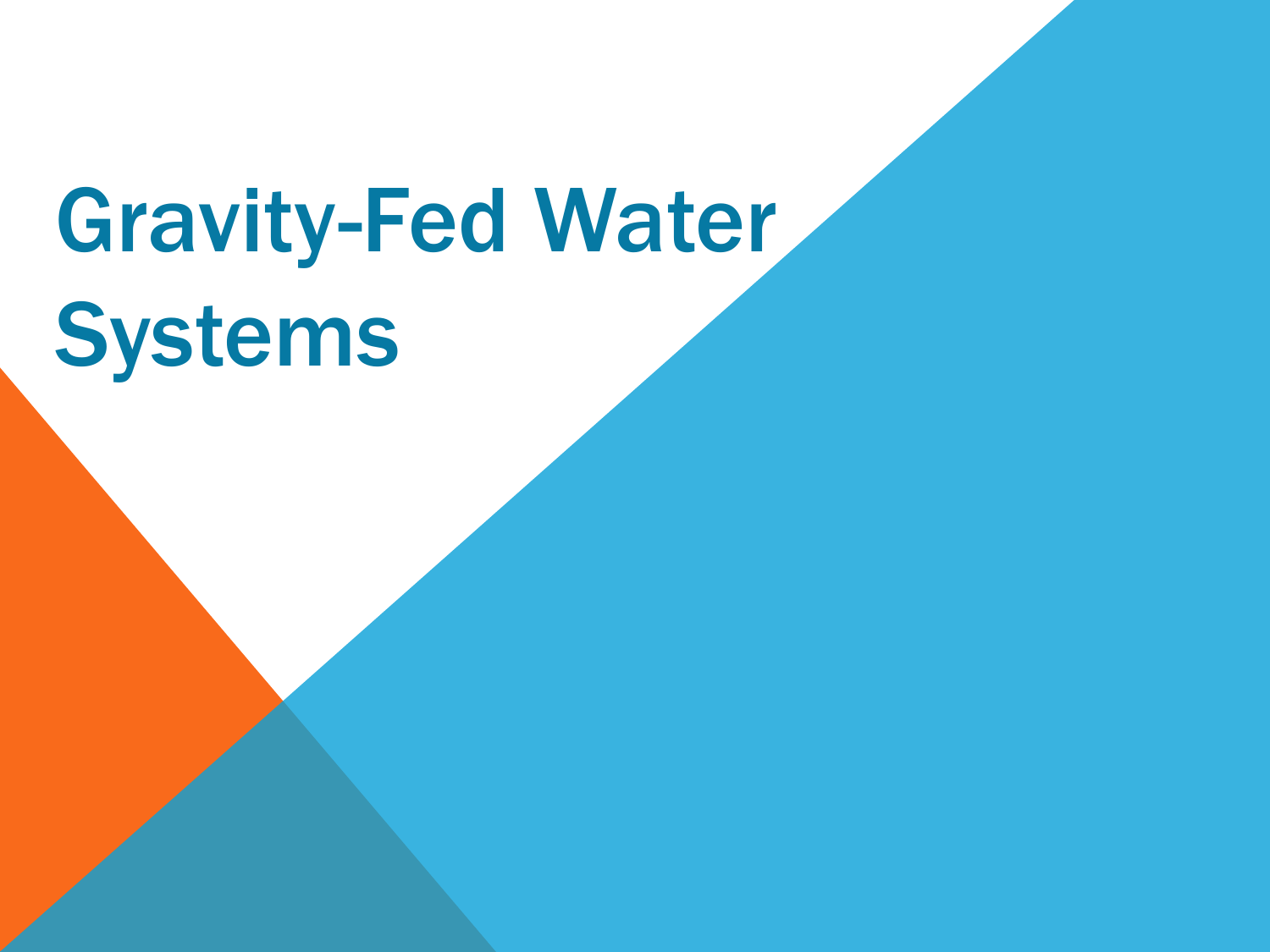# Gravity-Fed Water Systems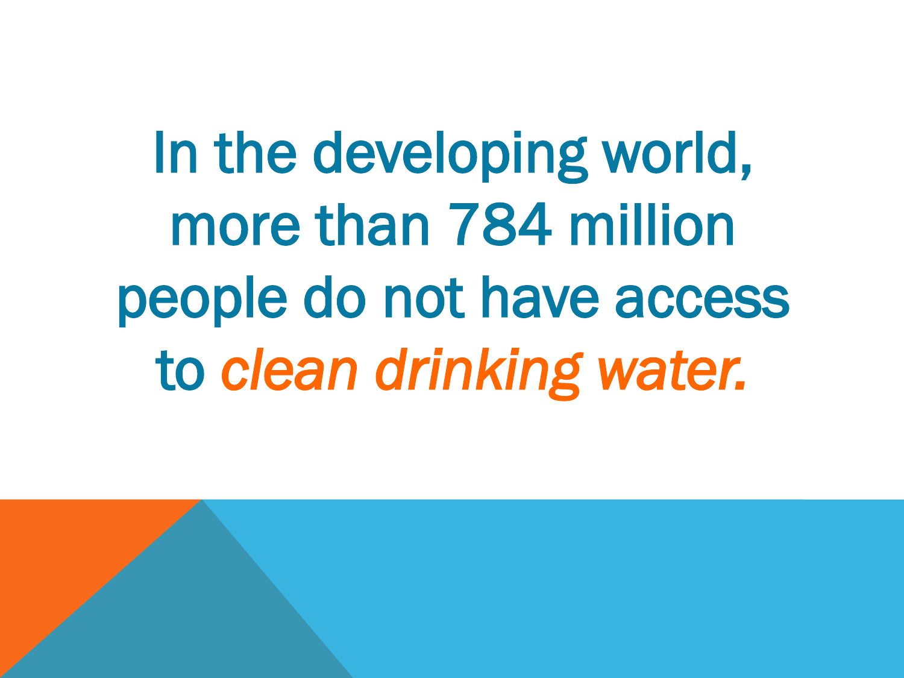In the developing world, more than 784 million people do not have access to *clean drinking water.*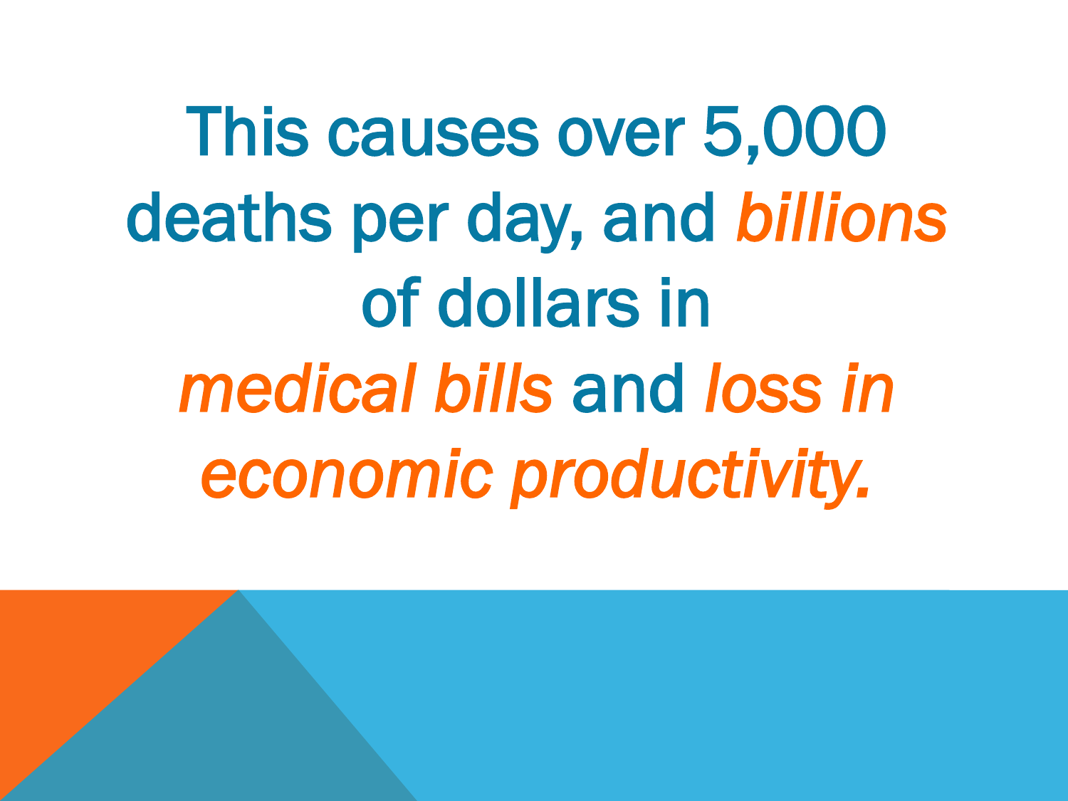This causes over 5,000 deaths per day, and *billions* of dollars in *medical bills* and *loss in economic productivity.*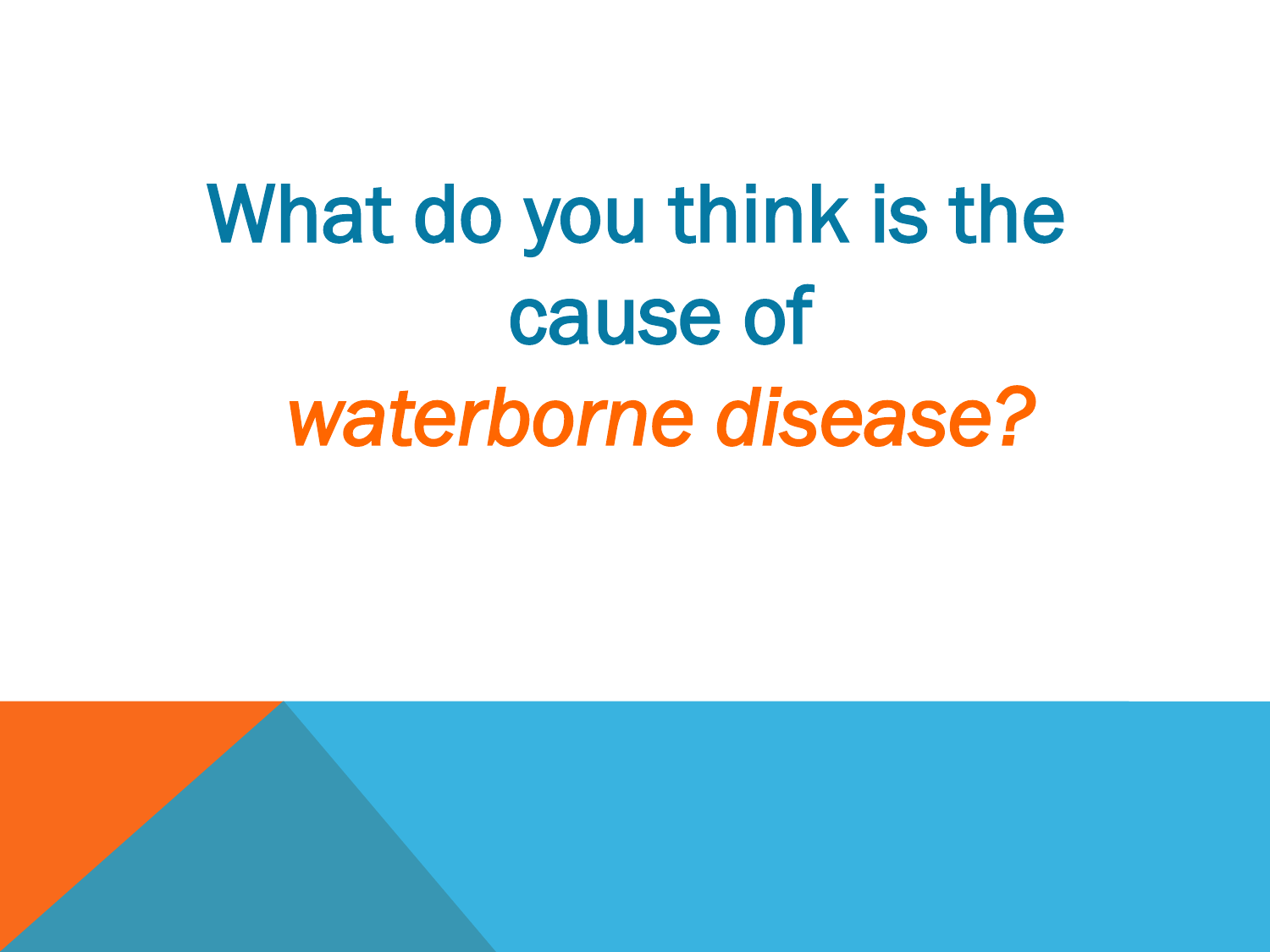# What do you think is the cause of *waterborne disease?*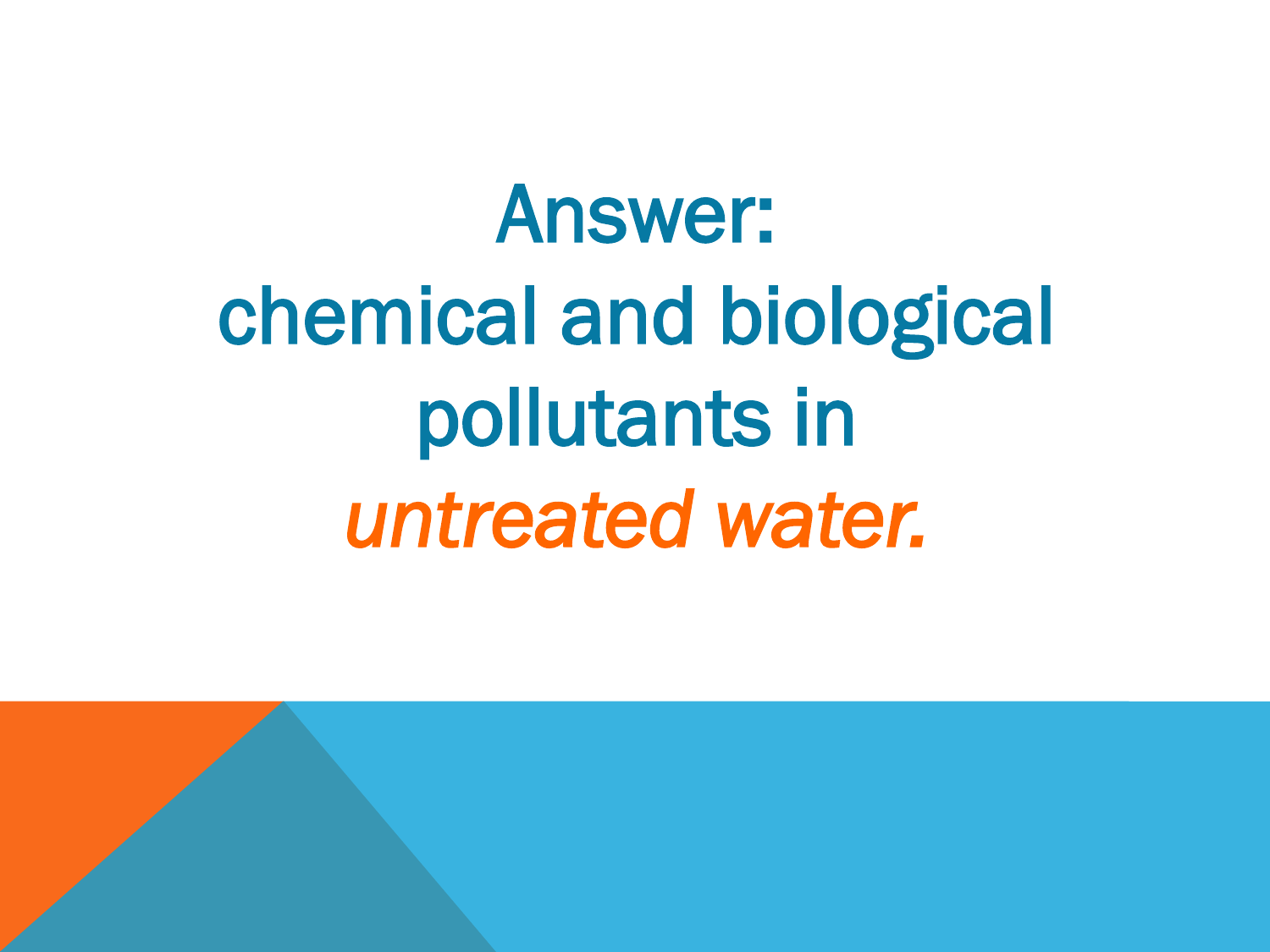Answer:

chemical and biological pollutants in *untreated water.*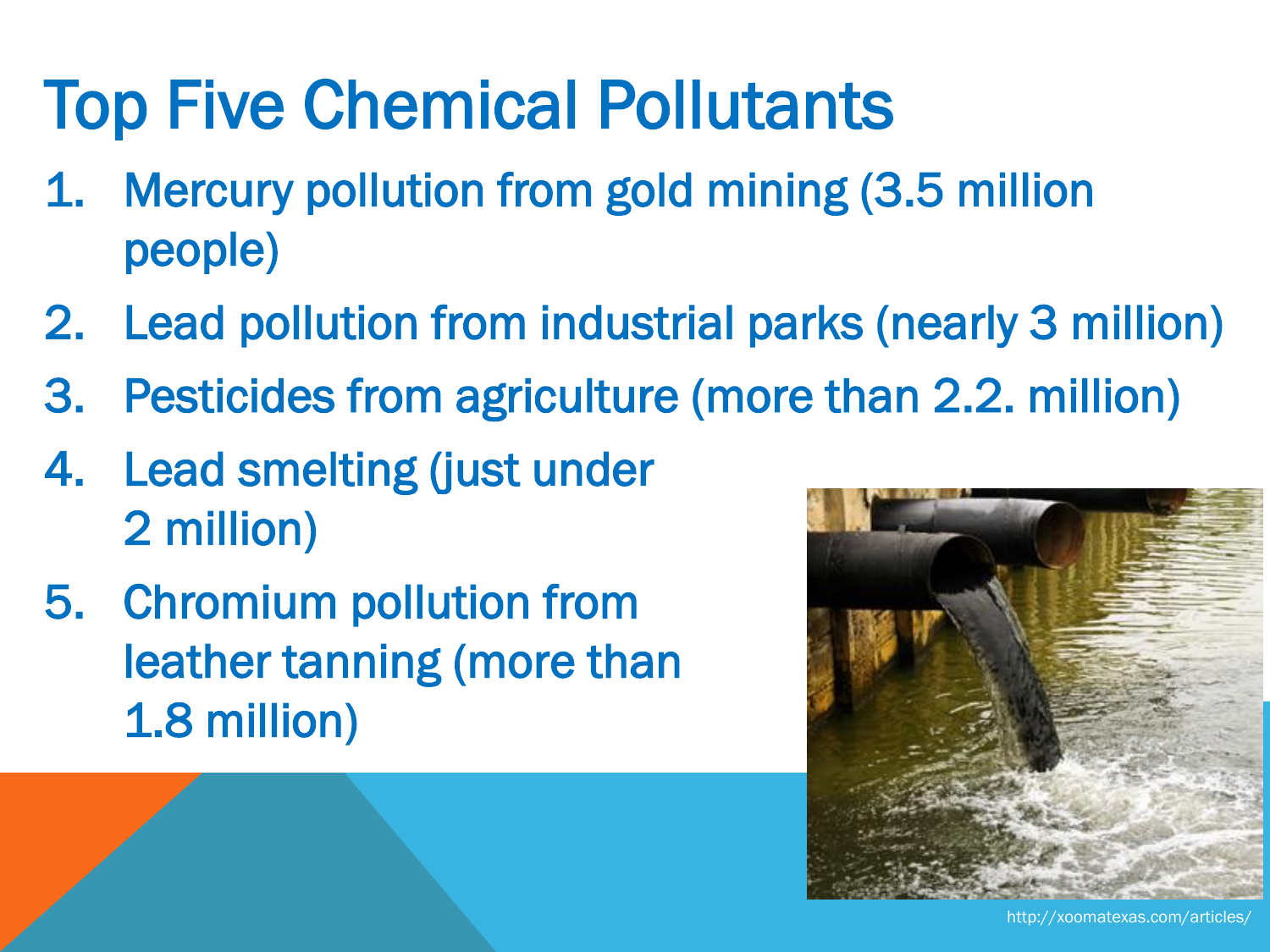# Top Five Chemical Pollutants

1. Mercury pollution from gold mining (3.5 million people)
2. Lead pollution from industrial parks (nearly 3 million)
3. Pesticides from agriculture (more than 2.2. million)
4. Lead smelting (just under 2 million)
5. Chromium pollution from leather tanning (more than 1.8 million)

http://xoomatexas.com/articles/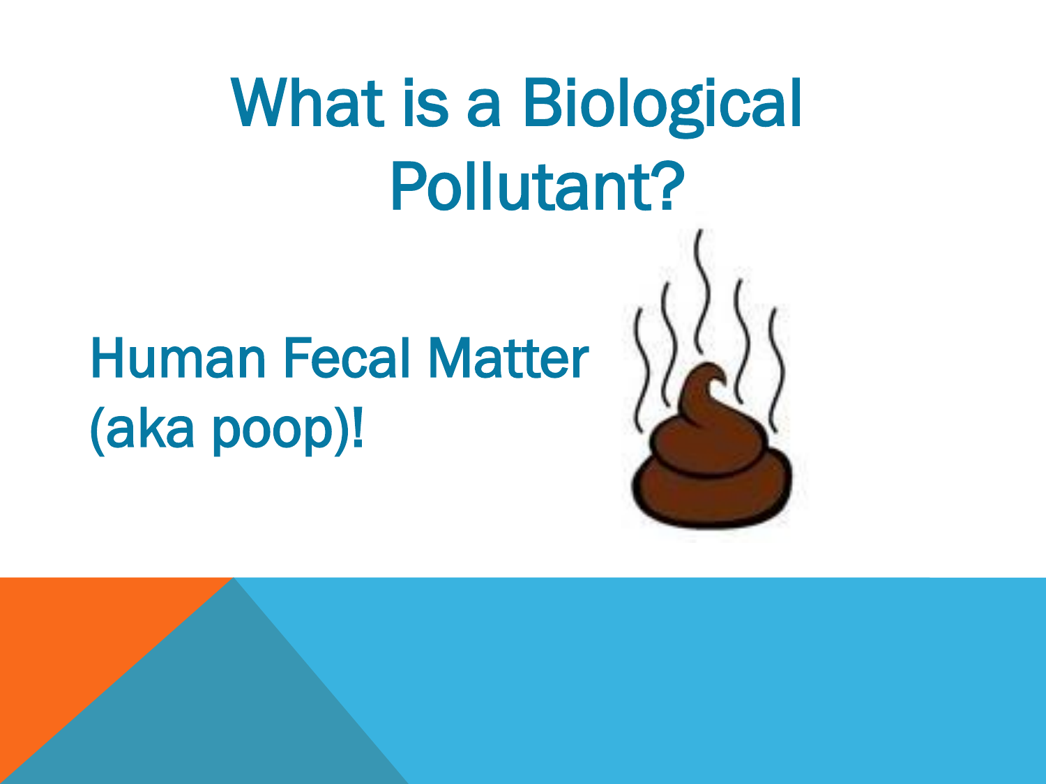# What is a Biological Pollutant?

Human Fecal Matter (aka poop)!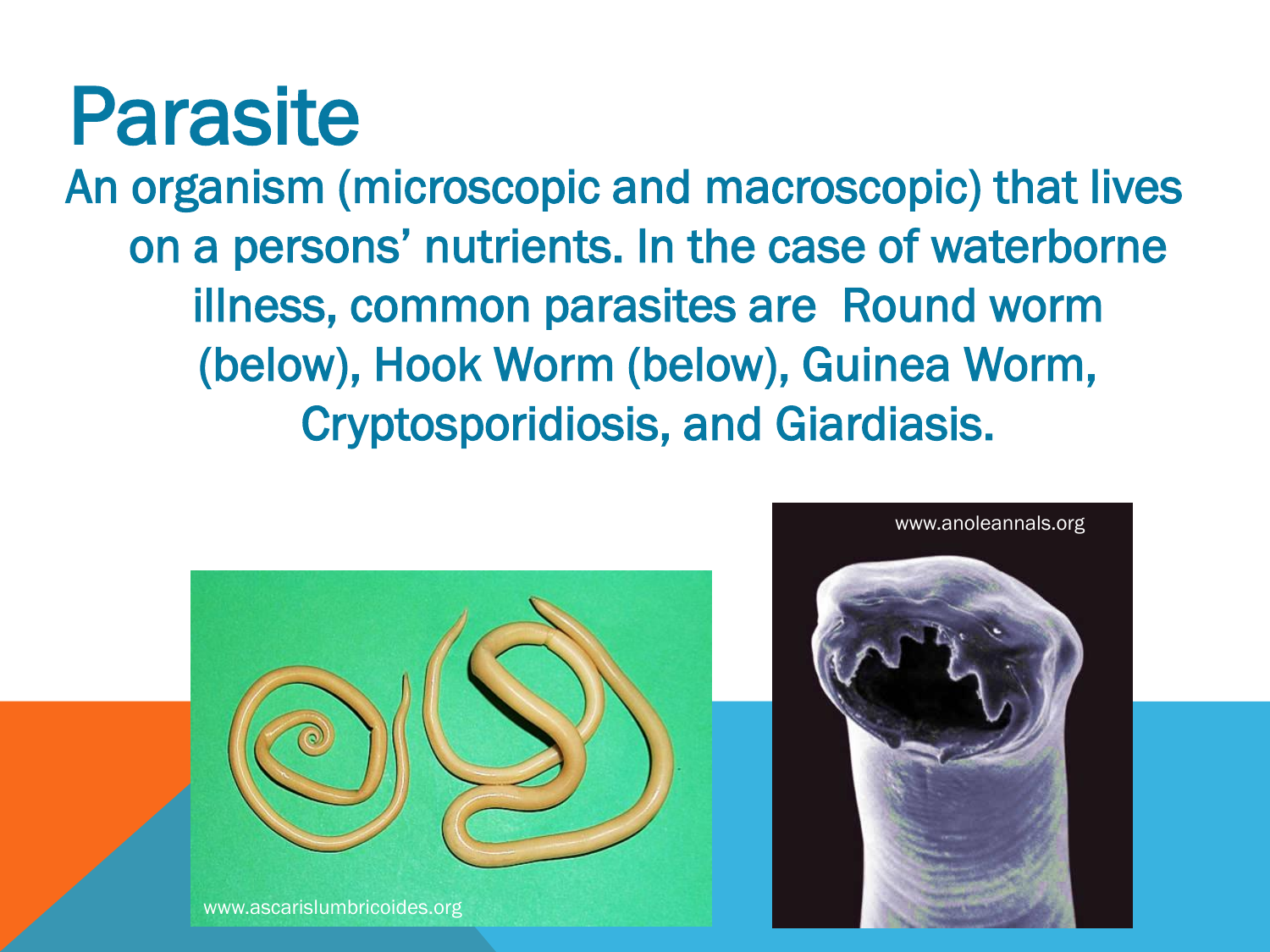# Parasite

An organism (microscopic and macroscopic) that lives on a persons' nutrients. In the case of waterborne illness, common parasites are Round worm (below), Hook Worm (below), Guinea Worm, Cryptosporidiosis, and Giardiasis.

www.ascarislumbricoides.org

www.anoleannals.org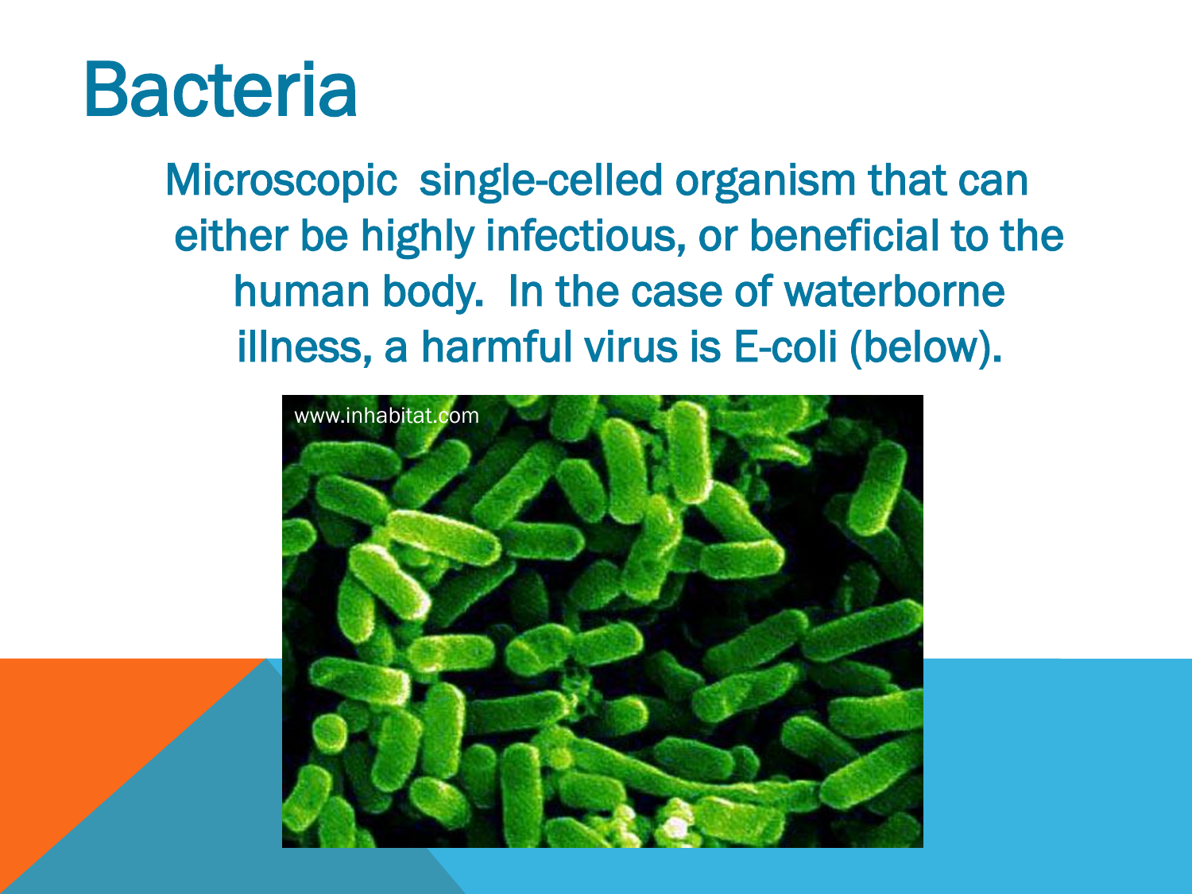# Bacteria

Microscopic single-celled organism that can either be highly infectious, or beneficial to the human body. In the case of waterborne illness, a harmful virus is E-coli (below).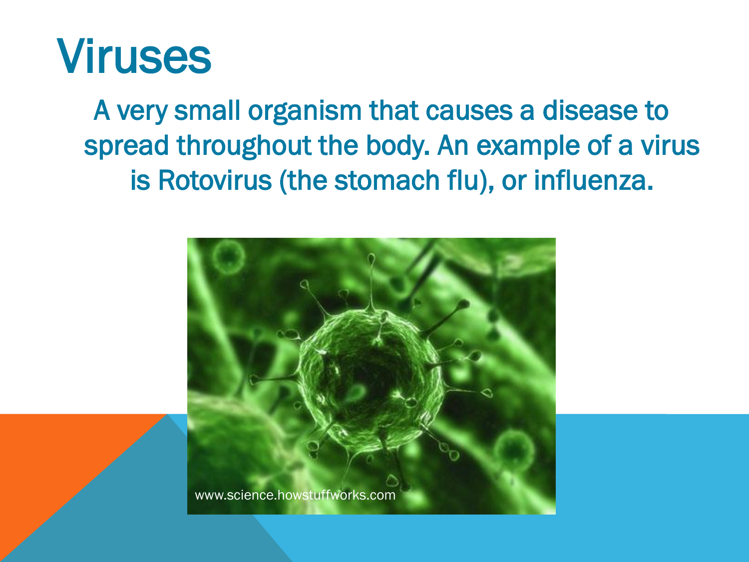# Viruses

A very small organism that causes a disease to spread throughout the body. An example of a virus is Rotovirus (the stomach flu), or influenza.

www.science.howstuffworks.com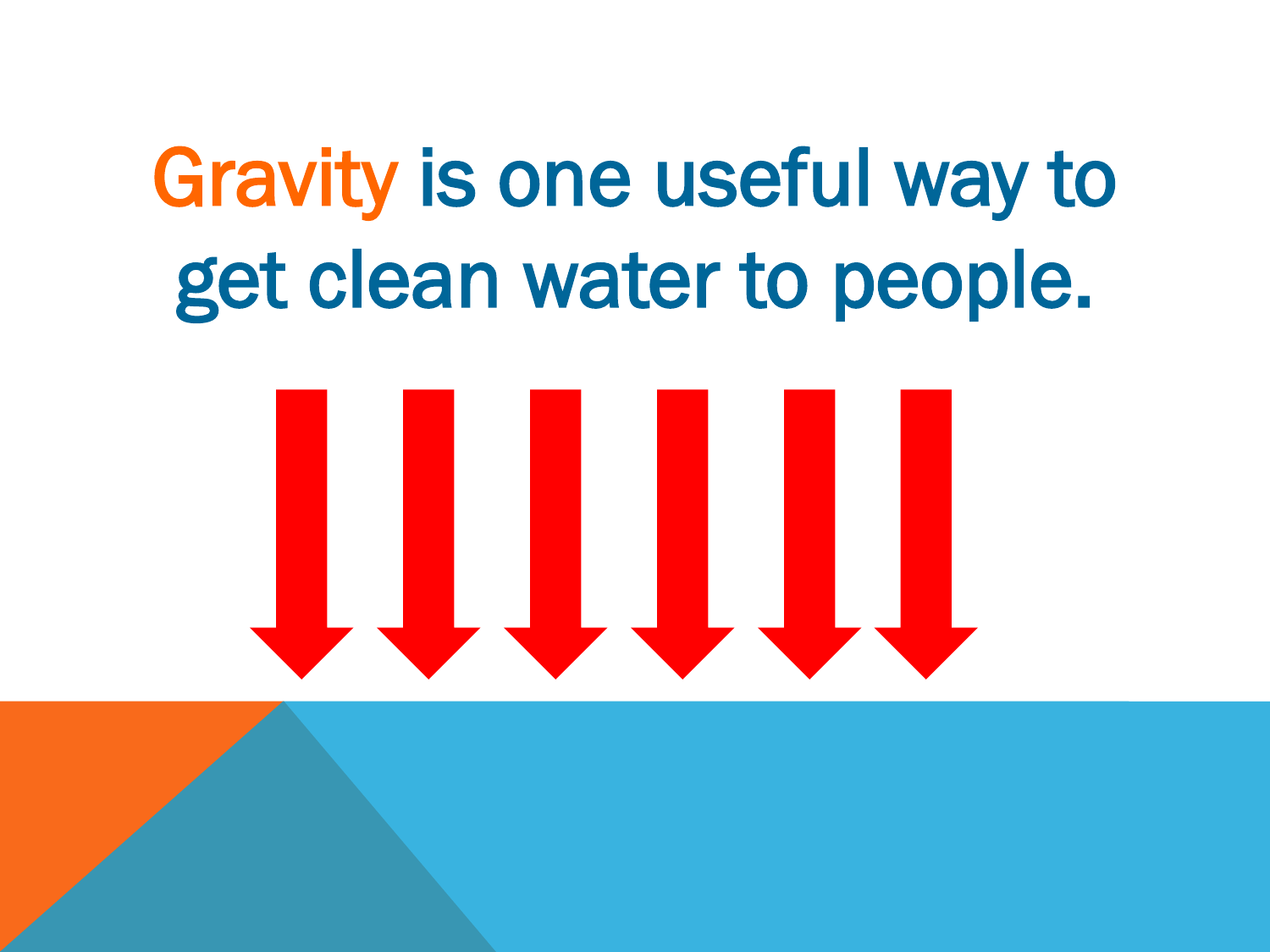# Gravity is one useful way to get clean water to people.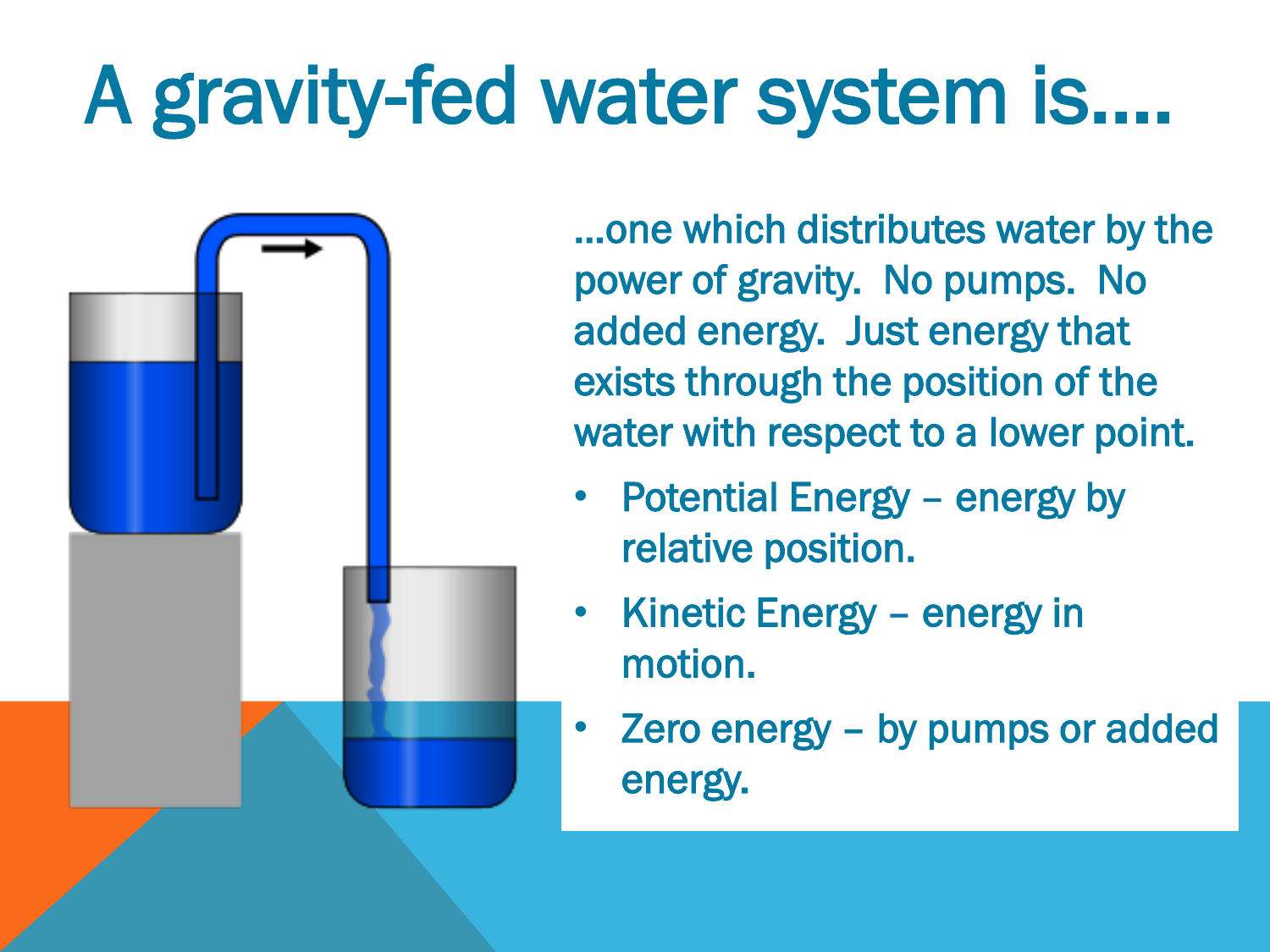# A gravity-fed water system is….

…one which distributes water by the power of gravity. No pumps. No added energy. Just energy that exists through the position of the water with respect to a lower point.

- Potential Energy – energy by relative position.
- Kinetic Energy – energy in motion.
- Zero energy – by pumps or added energy.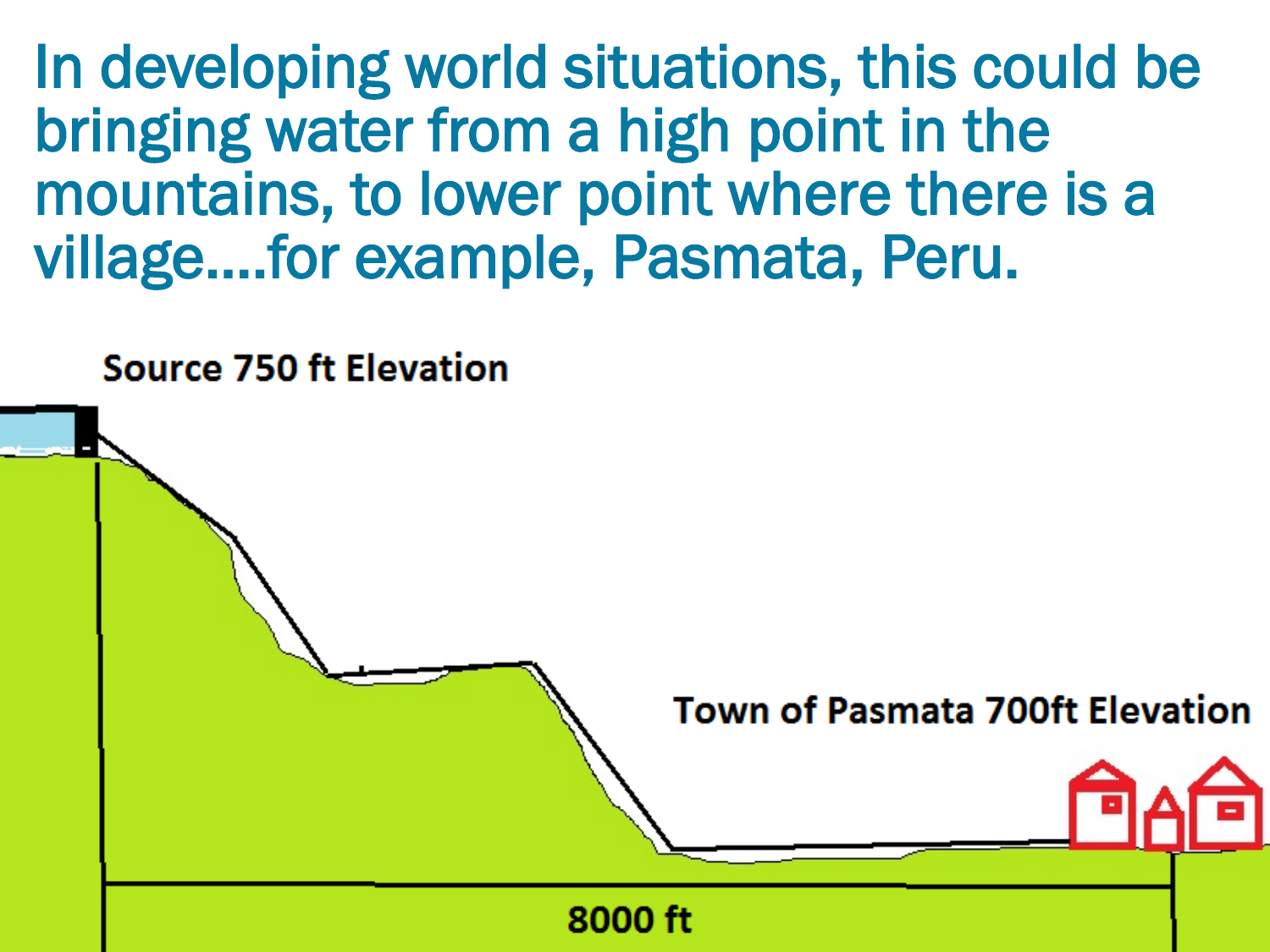In developing world situations, this could be bringing water from a high point in the mountains, to lower point where there is a village....for example, Pasmata, Peru.

Source 750 ft Elevation

Town of Pasmata 700ft Elevation

8000 ft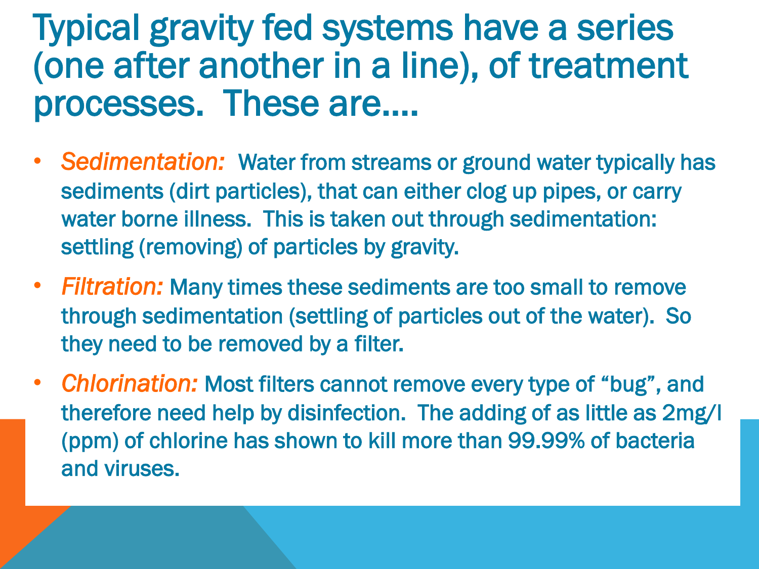# Typical gravity fed systems have a series (one after another in a line), of treatment processes. These are….

- ***Sedimentation:*** Water from streams or ground water typically has sediments (dirt particles), that can either clog up pipes, or carry water borne illness. This is taken out through sedimentation: settling (removing) of particles by gravity.
- ***Filtration:*** Many times these sediments are too small to remove through sedimentation (settling of particles out of the water). So they need to be removed by a filter.
- ***Chlorination:*** Most filters cannot remove every type of "bug", and therefore need help by disinfection. The adding of as little as 2mg/l (ppm) of chlorine has shown to kill more than 99.99% of bacteria and viruses.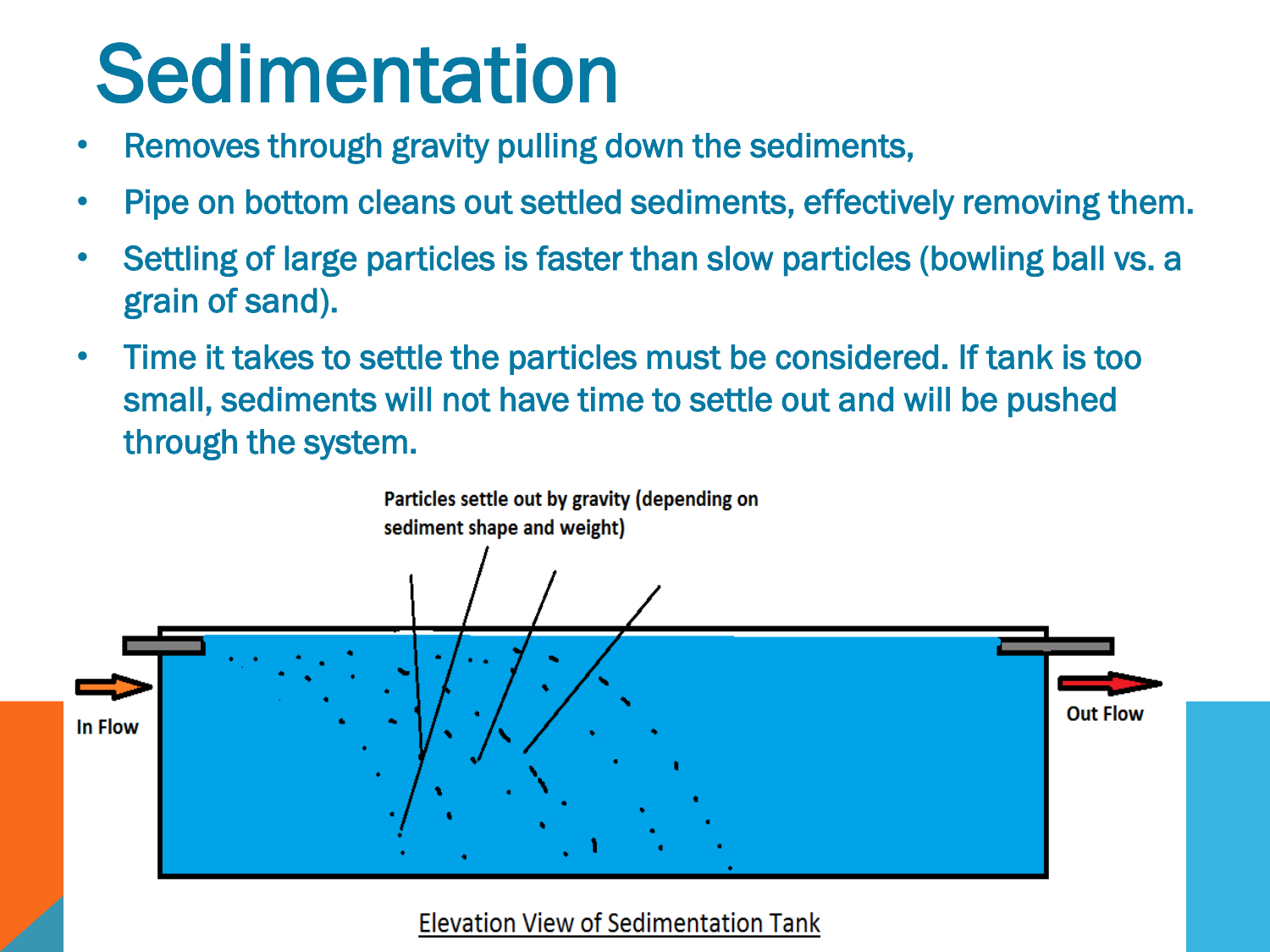# Sedimentation

- Removes through gravity pulling down the sediments,
- Pipe on bottom cleans out settled sediments, effectively removing them.
- Settling of large particles is faster than slow particles (bowling ball vs. a grain of sand).
- Time it takes to settle the particles must be considered. If tank is too small, sediments will not have time to settle out and will be pushed through the system.

Particles settle out by gravity (depending on sediment shape and weight)

In Flow

Out Flow

Elevation View of Sedimentation Tank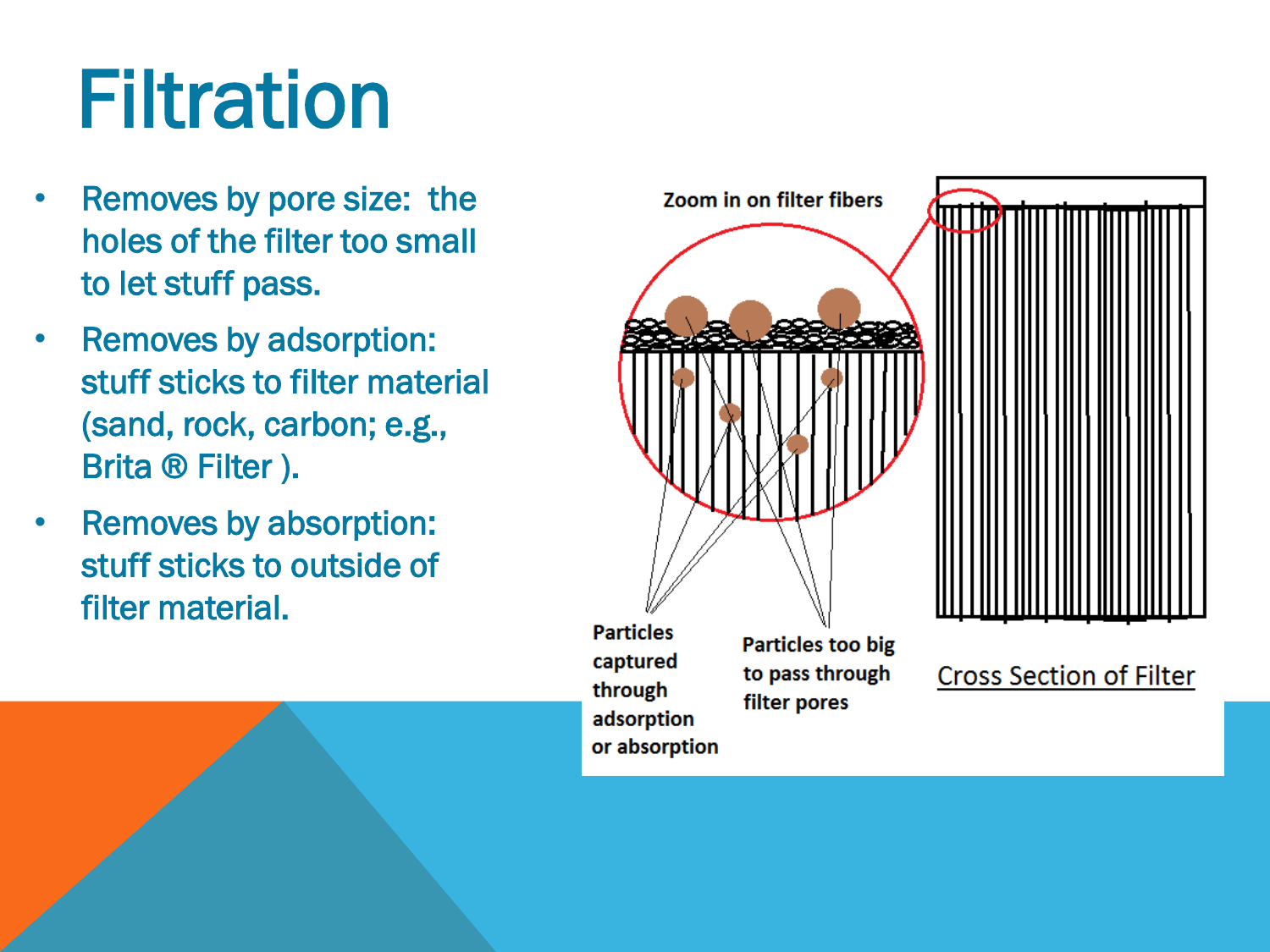# Filtration

- Removes by pore size: the holes of the filter too small to let stuff pass.
- Removes by adsorption: stuff sticks to filter material (sand, rock, carbon; e.g., Brita ® Filter ).
- Removes by absorption: stuff sticks to outside of filter material.

Zoom in on filter fibers

Particles captured through adsorption or absorption

Particles too big to pass through filter pores

Cross Section of Filter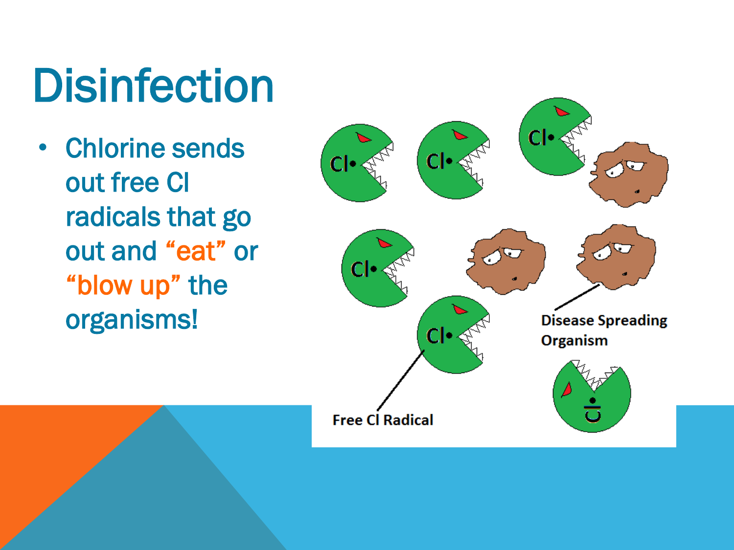# Disinfection

- Chlorine sends out free Cl radicals that go out and “eat” or “blow up” the organisms!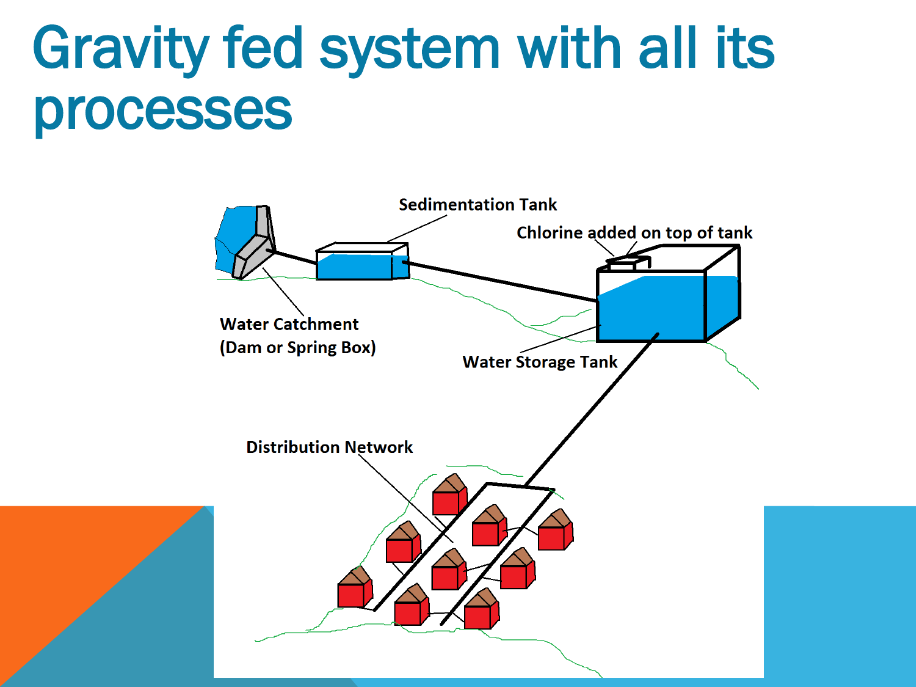# Gravity fed system with all its processes

Sedimentation Tank

Chlorine added on top of tank

Water Catchment (Dam or Spring Box)

Water Storage Tank

Distribution Network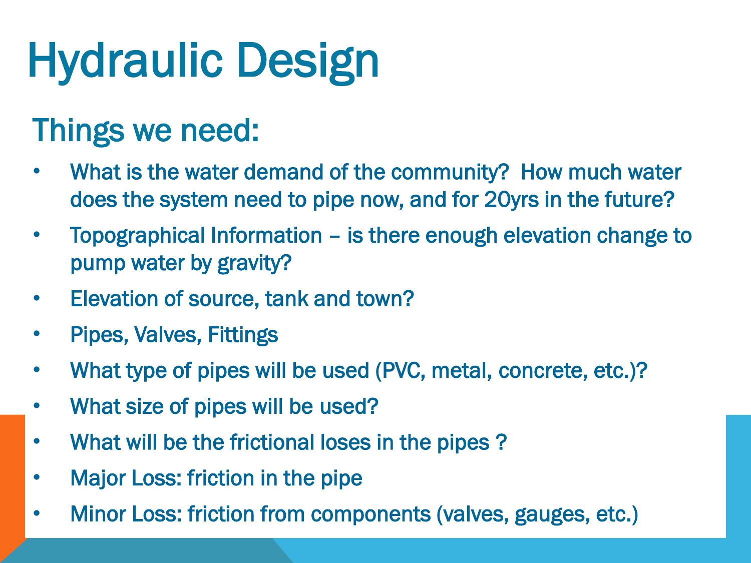# Hydraulic Design

## Things we need:

- What is the water demand of the community? How much water does the system need to pipe now, and for 20yrs in the future?
- Topographical Information – is there enough elevation change to pump water by gravity?
- Elevation of source, tank and town?
- Pipes, Valves, Fittings
- What type of pipes will be used (PVC, metal, concrete, etc.)?
- What size of pipes will be used?
- What will be the frictional loses in the pipes ?
- Major Loss: friction in the pipe
- Minor Loss: friction from components (valves, gauges, etc.)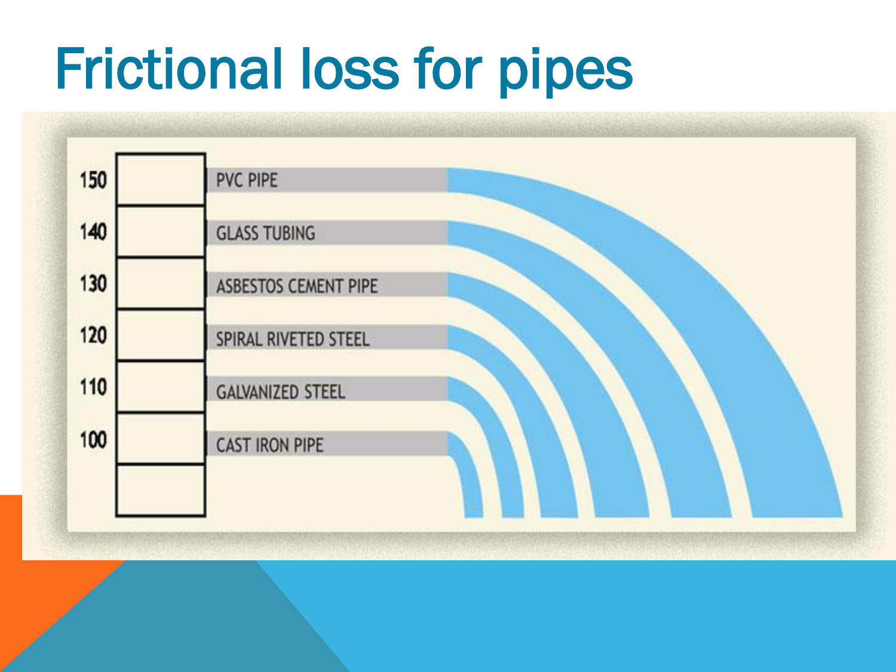# Frictional loss for pipes

| | |
|---|---|
| 150 | PVC PIPE |
| 140 | GLASS TUBING |
| 130 | ASBESTOS CEMENT PIPE |
| 120 | SPIRAL RIVETED STEEL |
| 110 | GALVANIZED STEEL |
| 100 | CAST IRON PIPE |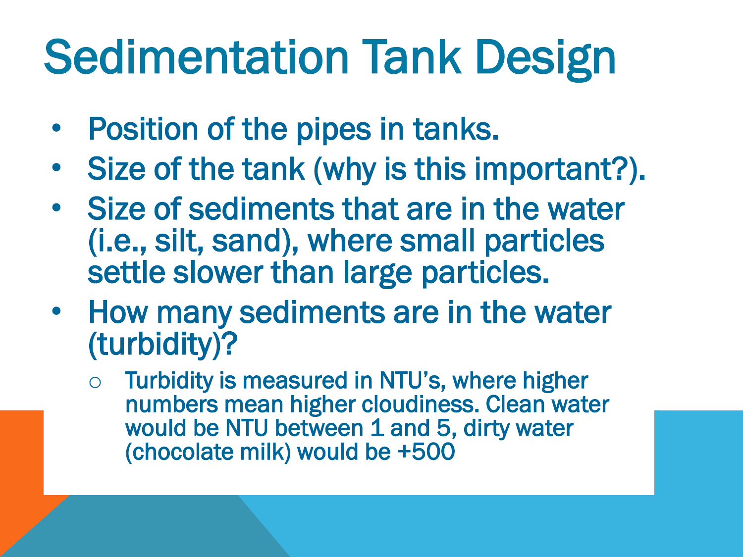# Sedimentation Tank Design

- Position of the pipes in tanks.
- Size of the tank (why is this important?).
- Size of sediments that are in the water (i.e., silt, sand), where small particles settle slower than large particles.
- How many sediments are in the water (turbidity)?
  - Turbidity is measured in NTU's, where higher numbers mean higher cloudiness. Clean water would be NTU between 1 and 5, dirty water (chocolate milk) would be +500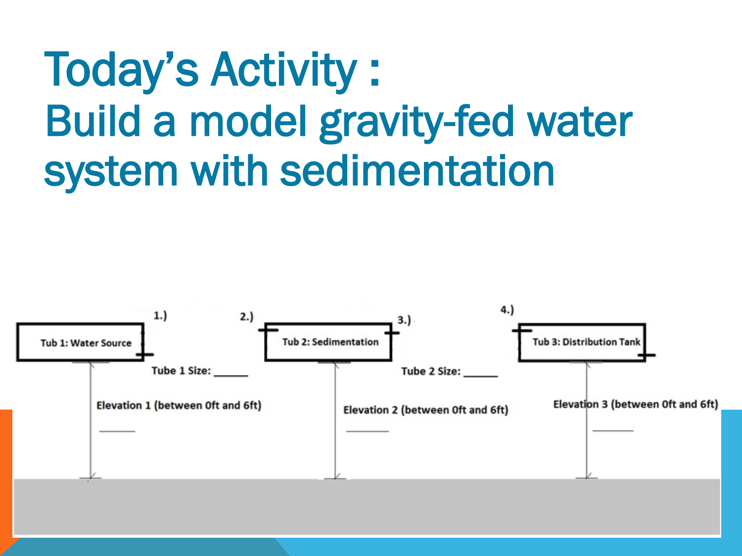# Today's Activity : Build a model gravity-fed water system with sedimentation

1.)

2.)

3.)

4.)

Tub 1: Water Source

Tub 2: Sedimentation

Tub 3: Distribution Tank

Tube 1 Size: ______

Tube 2 Size: ______

Elevation 1 (between 0ft and 6ft)

______

Elevation 2 (between 0ft and 6ft)

______

Elevation 3 (between 0ft and 6ft)

______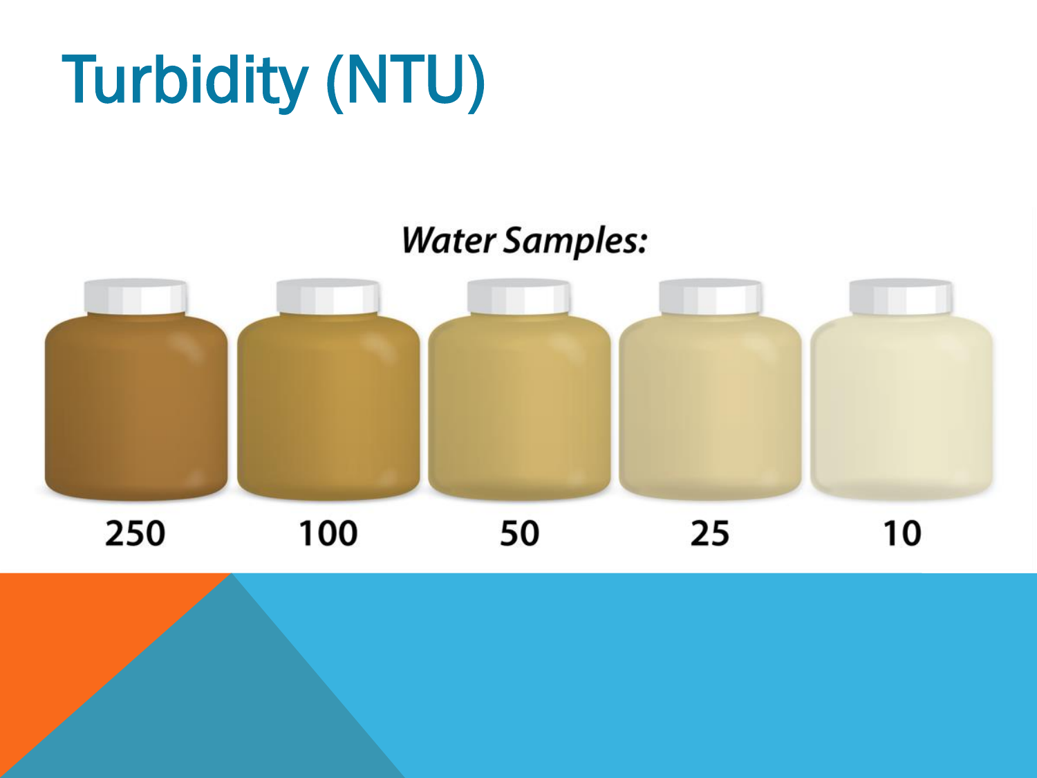# Turbidity (NTU)

*Water Samples:*

250

100

50

25

10